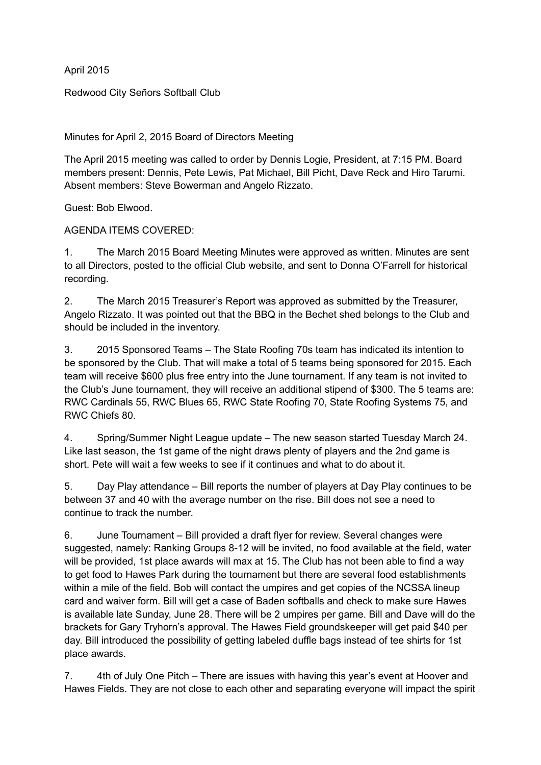April 2015

Redwood City Señors Softball Club

Minutes for April 2, 2015 Board of Directors Meeting

The April 2015 meeting was called to order by Dennis Logie, President, at 7:15 PM. Board members present: Dennis, Pete Lewis, Pat Michael, Bill Picht, Dave Reck and Hiro Tarumi. Absent members: Steve Bowerman and Angelo Rizzato.

Guest: Bob Elwood.

AGENDA ITEMS COVERED:

1. The March 2015 Board Meeting Minutes were approved as written. Minutes are sent to all Directors, posted to the official Club website, and sent to Donna O'Farrell for historical recording.

2. The March 2015 Treasurer's Report was approved as submitted by the Treasurer, Angelo Rizzato. It was pointed out that the BBQ in the Bechet shed belongs to the Club and should be included in the inventory.

3. 2015 Sponsored Teams – The State Roofing 70s team has indicated its intention to be sponsored by the Club. That will make a total of 5 teams being sponsored for 2015. Each team will receive $600 plus free entry into the June tournament. If any team is not invited to the Club's June tournament, they will receive an additional stipend of $300. The 5 teams are: RWC Cardinals 55, RWC Blues 65, RWC State Roofing 70, State Roofing Systems 75, and RWC Chiefs 80.

4. Spring/Summer Night League update – The new season started Tuesday March 24. Like last season, the 1st game of the night draws plenty of players and the 2nd game is short. Pete will wait a few weeks to see if it continues and what to do about it.

5. Day Play attendance – Bill reports the number of players at Day Play continues to be between 37 and 40 with the average number on the rise. Bill does not see a need to continue to track the number.

6. June Tournament – Bill provided a draft flyer for review. Several changes were suggested, namely: Ranking Groups 8-12 will be invited, no food available at the field, water will be provided, 1st place awards will max at 15. The Club has not been able to find a way to get food to Hawes Park during the tournament but there are several food establishments within a mile of the field. Bob will contact the umpires and get copies of the NCSSA lineup card and waiver form. Bill will get a case of Baden softballs and check to make sure Hawes is available late Sunday, June 28. There will be 2 umpires per game. Bill and Dave will do the brackets for Gary Tryhorn's approval. The Hawes Field groundskeeper will get paid $40 per day. Bill introduced the possibility of getting labeled duffle bags instead of tee shirts for 1st place awards.

7. 4th of July One Pitch – There are issues with having this year's event at Hoover and Hawes Fields. They are not close to each other and separating everyone will impact the spirit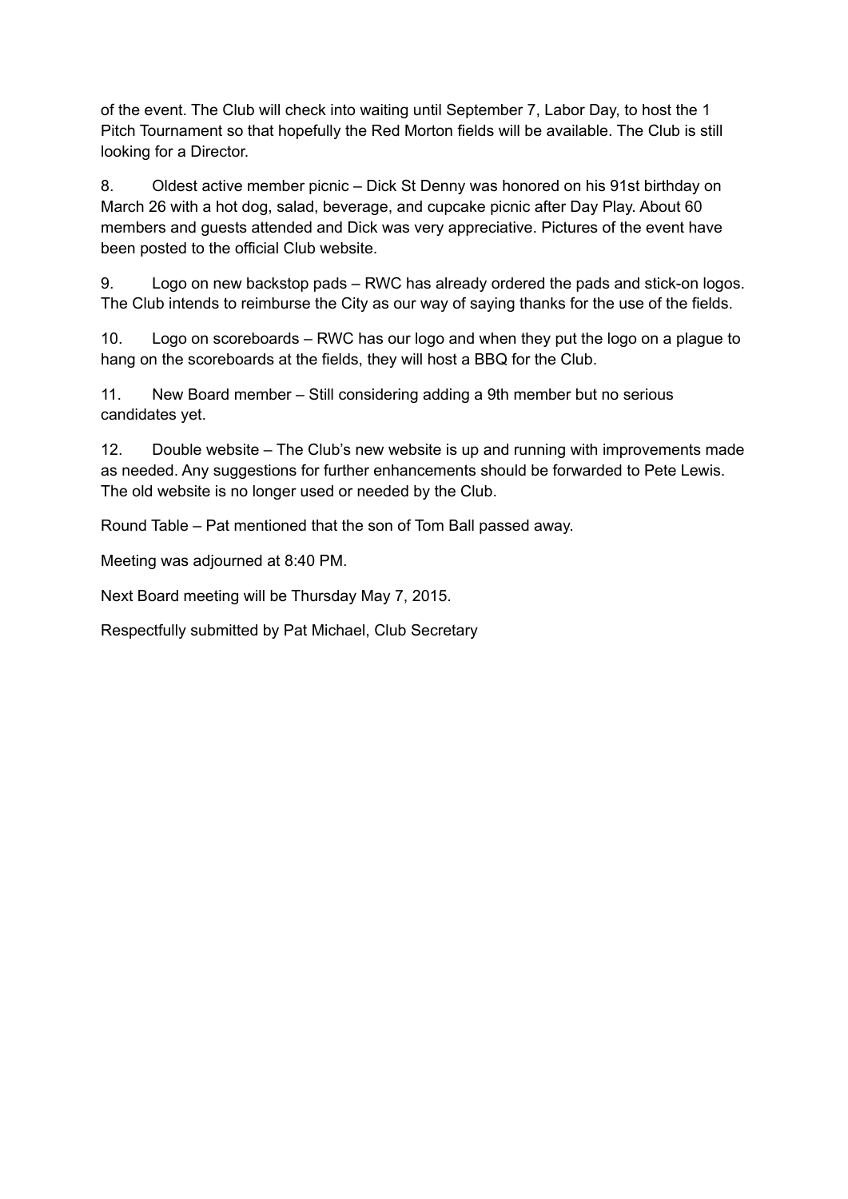of the event. The Club will check into waiting until September 7, Labor Day, to host the 1 Pitch Tournament so that hopefully the Red Morton fields will be available. The Club is still looking for a Director.

8. Oldest active member picnic – Dick St Denny was honored on his 91st birthday on March 26 with a hot dog, salad, beverage, and cupcake picnic after Day Play. About 60 members and guests attended and Dick was very appreciative. Pictures of the event have been posted to the official Club website.

9. Logo on new backstop pads – RWC has already ordered the pads and stick-on logos. The Club intends to reimburse the City as our way of saying thanks for the use of the fields.

10. Logo on scoreboards – RWC has our logo and when they put the logo on a plague to hang on the scoreboards at the fields, they will host a BBQ for the Club.

11. New Board member – Still considering adding a 9th member but no serious candidates yet.

12. Double website – The Club's new website is up and running with improvements made as needed. Any suggestions for further enhancements should be forwarded to Pete Lewis. The old website is no longer used or needed by the Club.

Round Table – Pat mentioned that the son of Tom Ball passed away.

Meeting was adjourned at 8:40 PM.

Next Board meeting will be Thursday May 7, 2015.

Respectfully submitted by Pat Michael, Club Secretary